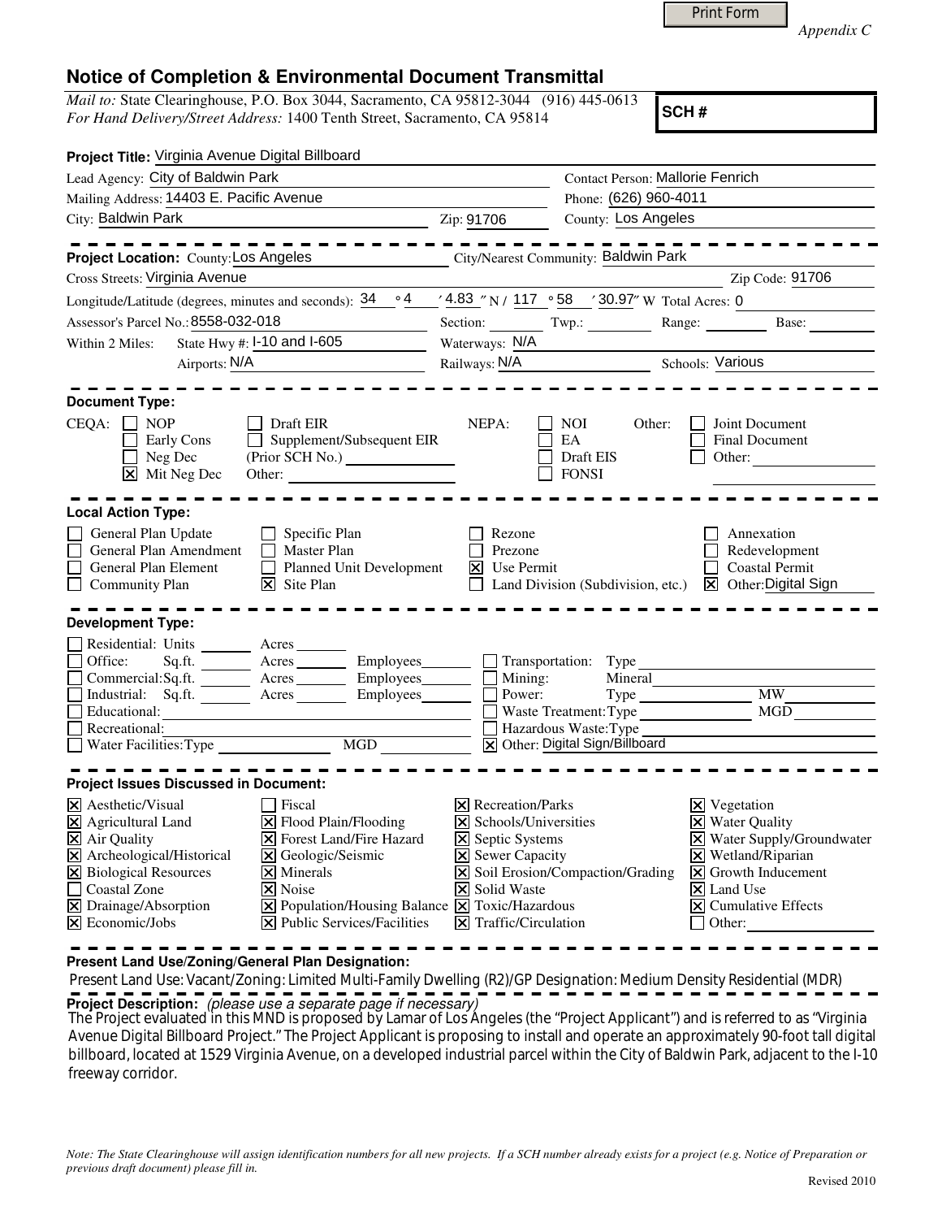Print Form

*Appendix C*

## Notice of Completion & Environmental Document Transmittal

*Mail to:* State Clearinghouse, P.O. Box 3044, Sacramento, CA 95812-3044 (916) 445-0613
*For Hand Delivery/Street Address:* 1400 Tenth Street, Sacramento, CA 95814

**SCH #**

**Project Title:** Virginia Avenue Digital Billboard

Lead Agency: City of Baldwin Park — Contact Person: Mallorie Fenrich
Mailing Address: 14403 E. Pacific Avenue — Phone: (626) 960-4011
City: Baldwin Park — Zip: 91706 — County: Los Angeles

---

**Project Location:** County: Los Angeles — City/Nearest Community: Baldwin Park
Cross Streets: Virginia Avenue — Zip Code: 91706
Longitude/Latitude (degrees, minutes and seconds): 34 ° 4 ′ 4.83 ″ N / 117 ° 58 ′ 30.97″ W Total Acres: 0
Assessor's Parcel No.: 8558-032-018 — Section: ___ Twp.: ___ Range: ___ Base: ___
Within 2 Miles: State Hwy #: I-10 and I-605 — Waterways: N/A
Airports: N/A — Railways: N/A — Schools: Various

---

**Document Type:**

CEQA: ☐ NOP ☐ Early Cons ☐ Neg Dec ☒ Mit Neg Dec ☐ Draft EIR ☐ Supplement/Subsequent EIR (Prior SCH No.) ___ Other: ___

NEPA: ☐ NOI ☐ EA ☐ Draft EIS ☐ FONSI

Other: ☐ Joint Document ☐ Final Document ☐ Other: ___

---

**Local Action Type:**

☐ General Plan Update ☐ General Plan Amendment ☐ General Plan Element ☐ Community Plan ☐ Specific Plan ☐ Master Plan ☐ Planned Unit Development ☒ Site Plan ☐ Rezone ☐ Prezone ☒ Use Permit ☐ Land Division (Subdivision, etc.) ☐ Annexation ☐ Redevelopment ☐ Coastal Permit ☒ Other: Digital Sign

---

**Development Type:**

☐ Residential: Units ___ Acres ___
☐ Office: Sq.ft. ___ Acres ___ Employees ___
☐ Commercial: Sq.ft. ___ Acres ___ Employees ___
☐ Industrial: Sq.ft. ___ Acres ___ Employees ___
☐ Educational: ___
☐ Recreational: ___
☐ Water Facilities: Type ___ MGD ___
☐ Transportation: Type ___
☐ Mining: Mineral ___
☐ Power: Type ___ MW ___
☐ Waste Treatment: Type ___ MGD ___
☐ Hazardous Waste: Type ___
☒ Other: Digital Sign/Billboard

---

**Project Issues Discussed in Document:**

☒ Aesthetic/Visual ☒ Agricultural Land ☒ Air Quality ☒ Archeological/Historical ☒ Biological Resources ☐ Coastal Zone ☒ Drainage/Absorption ☒ Economic/Jobs ☐ Fiscal ☒ Flood Plain/Flooding ☒ Forest Land/Fire Hazard ☒ Geologic/Seismic ☒ Minerals ☒ Noise ☒ Population/Housing Balance ☒ Public Services/Facilities ☒ Recreation/Parks ☒ Schools/Universities ☒ Septic Systems ☒ Sewer Capacity ☒ Soil Erosion/Compaction/Grading ☒ Solid Waste ☒ Toxic/Hazardous ☒ Traffic/Circulation ☒ Vegetation ☒ Water Quality ☒ Water Supply/Groundwater ☒ Wetland/Riparian ☒ Growth Inducement ☒ Land Use ☒ Cumulative Effects ☐ Other: ___

---

**Present Land Use/Zoning/General Plan Designation:**

Present Land Use: Vacant/Zoning: Limited Multi-Family Dwelling (R2)/GP Designation: Medium Density Residential (MDR)

**Project Description:** *(please use a separate page if necessary)*

The Project evaluated in this MND is proposed by Lamar of Los Angeles (the "Project Applicant") and is referred to as "Virginia Avenue Digital Billboard Project." The Project Applicant is proposing to install and operate an approximately 90-foot tall digital billboard, located at 1529 Virginia Avenue, on a developed industrial parcel within the City of Baldwin Park, adjacent to the I-10 freeway corridor.

*Note: The State Clearinghouse will assign identification numbers for all new projects. If a SCH number already exists for a project (e.g. Notice of Preparation or previous draft document) please fill in.*

Revised 2010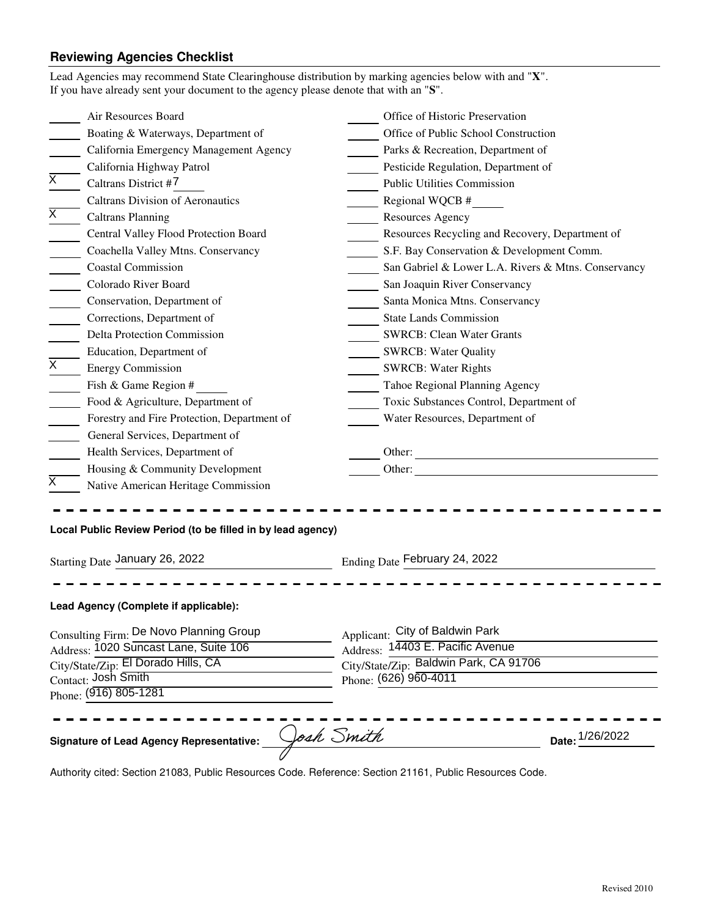## Reviewing Agencies Checklist

Lead Agencies may recommend State Clearinghouse distribution by marking agencies below with and "**X**".
If you have already sent your document to the agency please denote that with an "**S**".

| | | | |
|---|---|---|---|
| ____ | Air Resources Board | ____ | Office of Historic Preservation |
| ____ | Boating & Waterways, Department of | ____ | Office of Public School Construction |
| ____ | California Emergency Management Agency | ____ | Parks & Recreation, Department of |
| ____ | California Highway Patrol | ____ | Pesticide Regulation, Department of |
| X | Caltrans District # 7 | ____ | Public Utilities Commission |
| ____ | Caltrans Division of Aeronautics | ____ | Regional WQCB # ____ |
| X | Caltrans Planning | ____ | Resources Agency |
| ____ | Central Valley Flood Protection Board | ____ | Resources Recycling and Recovery, Department of |
| ____ | Coachella Valley Mtns. Conservancy | ____ | S.F. Bay Conservation & Development Comm. |
| ____ | Coastal Commission | ____ | San Gabriel & Lower L.A. Rivers & Mtns. Conservancy |
| ____ | Colorado River Board | ____ | San Joaquin River Conservancy |
| ____ | Conservation, Department of | ____ | Santa Monica Mtns. Conservancy |
| ____ | Corrections, Department of | ____ | State Lands Commission |
| ____ | Delta Protection Commission | ____ | SWRCB: Clean Water Grants |
| ____ | Education, Department of | ____ | SWRCB: Water Quality |
| X | Energy Commission | ____ | SWRCB: Water Rights |
| ____ | Fish & Game Region # ____ | ____ | Tahoe Regional Planning Agency |
| ____ | Food & Agriculture, Department of | ____ | Toxic Substances Control, Department of |
| ____ | Forestry and Fire Protection, Department of | ____ | Water Resources, Department of |
| ____ | General Services, Department of | | |
| ____ | Health Services, Department of | ____ | Other: ____ |
| ____ | Housing & Community Development | ____ | Other: ____ |
| X | Native American Heritage Commission | | |

**Local Public Review Period (to be filled in by lead agency)**

Starting Date January 26, 2022 Ending Date February 24, 2022

**Lead Agency (Complete if applicable):**

Consulting Firm: De Novo Planning Group
Address: 1020 Suncast Lane, Suite 106
City/State/Zip: El Dorado Hills, CA
Contact: Josh Smith
Phone: (916) 805-1281

Applicant: City of Baldwin Park
Address: 14403 E. Pacific Avenue
City/State/Zip: Baldwin Park, CA 91706
Phone: (626) 960-4011

**Signature of Lead Agency Representative:** Josh Smith **Date:** 1/26/2022

Authority cited: Section 21083, Public Resources Code. Reference: Section 21161, Public Resources Code.

Revised 2010